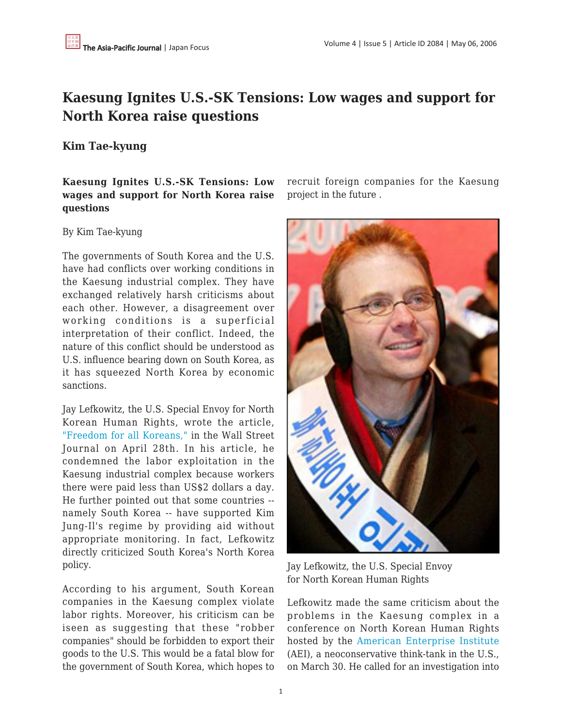# Kaesung Ignites U.S.-SK Tensions: Low wages and support for North Korea raise questions

## Kim Tae-kyung

**Kaesung Ignites U.S.-SK Tensions: Low wages and support for North Korea raise questions**

By Kim Tae-kyung

The governments of South Korea and the U.S. have had conflicts over working conditions in the Kaesung industrial complex. They have exchanged relatively harsh criticisms about each other. However, a disagreement over working conditions is a superficial interpretation of their conflict. Indeed, the nature of this conflict should be understood as U.S. influence bearing down on South Korea, as it has squeezed North Korea by economic sanctions.

Jay Lefkowitz, the U.S. Special Envoy for North Korean Human Rights, wrote the article, "Freedom for all Koreans," in the Wall Street Journal on April 28th. In his article, he condemned the labor exploitation in the Kaesung industrial complex because workers there were paid less than US$2 dollars a day. He further pointed out that some countries -- namely South Korea -- have supported Kim Jung-Il's regime by providing aid without appropriate monitoring. In fact, Lefkowitz directly criticized South Korea's North Korea policy.

According to his argument, South Korean companies in the Kaesung complex violate labor rights. Moreover, his criticism can be iseen as suggesting that these "robber companies" should be forbidden to export their goods to the U.S. This would be a fatal blow for the government of South Korea, which hopes to recruit foreign companies for the Kaesung project in the future .

Jay Lefkowitz, the U.S. Special Envoy for North Korean Human Rights

Lefkowitz made the same criticism about the problems in the Kaesung complex in a conference on North Korean Human Rights hosted by the American Enterprise Institute (AEI), a neoconservative think-tank in the U.S., on March 30. He called for an investigation into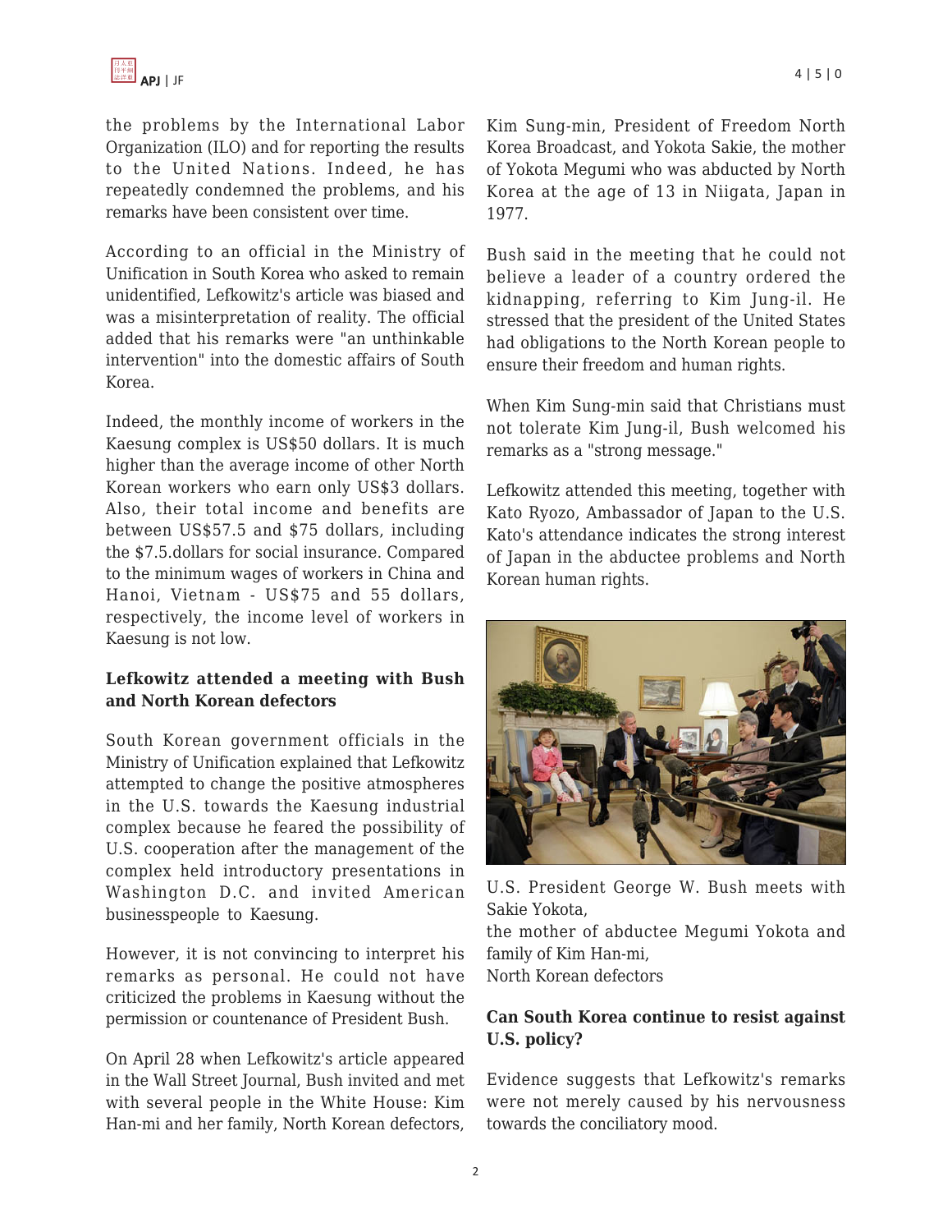the problems by the International Labor Organization (ILO) and for reporting the results to the United Nations. Indeed, he has repeatedly condemned the problems, and his remarks have been consistent over time.

According to an official in the Ministry of Unification in South Korea who asked to remain unidentified, Lefkowitz's article was biased and was a misinterpretation of reality. The official added that his remarks were "an unthinkable intervention" into the domestic affairs of South Korea.

Indeed, the monthly income of workers in the Kaesung complex is US$50 dollars. It is much higher than the average income of other North Korean workers who earn only US$3 dollars. Also, their total income and benefits are between US$57.5 and $75 dollars, including the $7.5.dollars for social insurance. Compared to the minimum wages of workers in China and Hanoi, Vietnam - US$75 and 55 dollars, respectively, the income level of workers in Kaesung is not low.

**Lefkowitz attended a meeting with Bush and North Korean defectors**

South Korean government officials in the Ministry of Unification explained that Lefkowitz attempted to change the positive atmospheres in the U.S. towards the Kaesung industrial complex because he feared the possibility of U.S. cooperation after the management of the complex held introductory presentations in Washington D.C. and invited American businesspeople to Kaesung.

However, it is not convincing to interpret his remarks as personal. He could not have criticized the problems in Kaesung without the permission or countenance of President Bush.

On April 28 when Lefkowitz's article appeared in the Wall Street Journal, Bush invited and met with several people in the White House: Kim Han-mi and her family, North Korean defectors, Kim Sung-min, President of Freedom North Korea Broadcast, and Yokota Sakie, the mother of Yokota Megumi who was abducted by North Korea at the age of 13 in Niigata, Japan in 1977.

Bush said in the meeting that he could not believe a leader of a country ordered the kidnapping, referring to Kim Jung-il. He stressed that the president of the United States had obligations to the North Korean people to ensure their freedom and human rights.

When Kim Sung-min said that Christians must not tolerate Kim Jung-il, Bush welcomed his remarks as a "strong message."

Lefkowitz attended this meeting, together with Kato Ryozo, Ambassador of Japan to the U.S. Kato's attendance indicates the strong interest of Japan in the abductee problems and North Korean human rights.

U.S. President George W. Bush meets with Sakie Yokota,
the mother of abductee Megumi Yokota and family of Kim Han-mi,
North Korean defectors

**Can South Korea continue to resist against U.S. policy?**

Evidence suggests that Lefkowitz's remarks were not merely caused by his nervousness towards the conciliatory mood.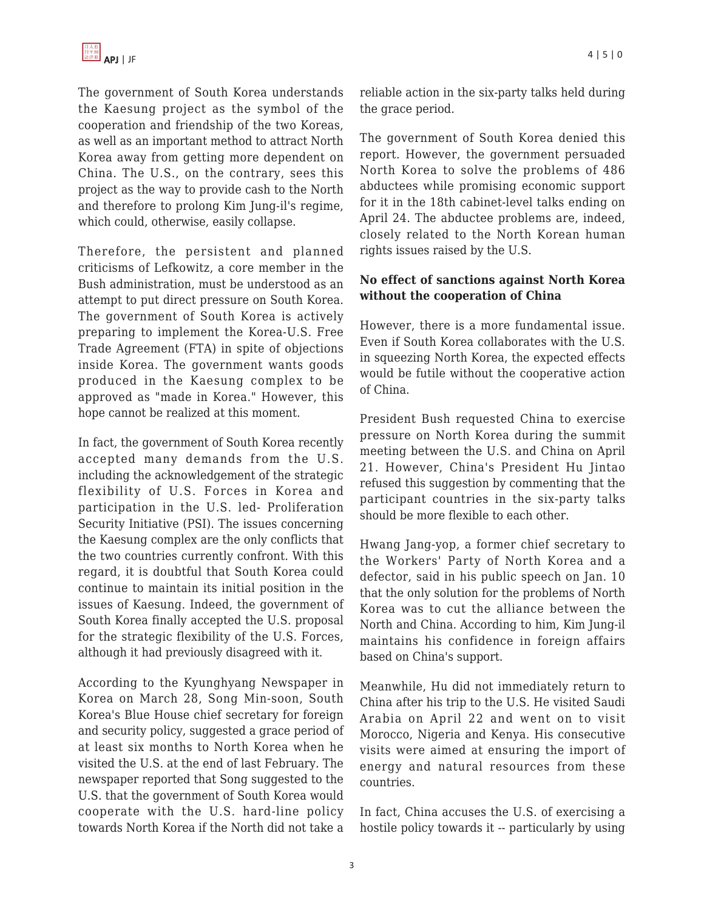The government of South Korea understands the Kaesung project as the symbol of the cooperation and friendship of the two Koreas, as well as an important method to attract North Korea away from getting more dependent on China. The U.S., on the contrary, sees this project as the way to provide cash to the North and therefore to prolong Kim Jung-il's regime, which could, otherwise, easily collapse.

Therefore, the persistent and planned criticisms of Lefkowitz, a core member in the Bush administration, must be understood as an attempt to put direct pressure on South Korea. The government of South Korea is actively preparing to implement the Korea-U.S. Free Trade Agreement (FTA) in spite of objections inside Korea. The government wants goods produced in the Kaesung complex to be approved as "made in Korea." However, this hope cannot be realized at this moment.

In fact, the government of South Korea recently accepted many demands from the U.S. including the acknowledgement of the strategic flexibility of U.S. Forces in Korea and participation in the U.S. led- Proliferation Security Initiative (PSI). The issues concerning the Kaesung complex are the only conflicts that the two countries currently confront. With this regard, it is doubtful that South Korea could continue to maintain its initial position in the issues of Kaesung. Indeed, the government of South Korea finally accepted the U.S. proposal for the strategic flexibility of the U.S. Forces, although it had previously disagreed with it.

According to the Kyunghyang Newspaper in Korea on March 28, Song Min-soon, South Korea's Blue House chief secretary for foreign and security policy, suggested a grace period of at least six months to North Korea when he visited the U.S. at the end of last February. The newspaper reported that Song suggested to the U.S. that the government of South Korea would cooperate with the U.S. hard-line policy towards North Korea if the North did not take a reliable action in the six-party talks held during the grace period.

The government of South Korea denied this report. However, the government persuaded North Korea to solve the problems of 486 abductees while promising economic support for it in the 18th cabinet-level talks ending on April 24. The abductee problems are, indeed, closely related to the North Korean human rights issues raised by the U.S.

**No effect of sanctions against North Korea without the cooperation of China**

However, there is a more fundamental issue. Even if South Korea collaborates with the U.S. in squeezing North Korea, the expected effects would be futile without the cooperative action of China.

President Bush requested China to exercise pressure on North Korea during the summit meeting between the U.S. and China on April 21. However, China's President Hu Jintao refused this suggestion by commenting that the participant countries in the six-party talks should be more flexible to each other.

Hwang Jang-yop, a former chief secretary to the Workers' Party of North Korea and a defector, said in his public speech on Jan. 10 that the only solution for the problems of North Korea was to cut the alliance between the North and China. According to him, Kim Jung-il maintains his confidence in foreign affairs based on China's support.

Meanwhile, Hu did not immediately return to China after his trip to the U.S. He visited Saudi Arabia on April 22 and went on to visit Morocco, Nigeria and Kenya. His consecutive visits were aimed at ensuring the import of energy and natural resources from these countries.

In fact, China accuses the U.S. of exercising a hostile policy towards it -- particularly by using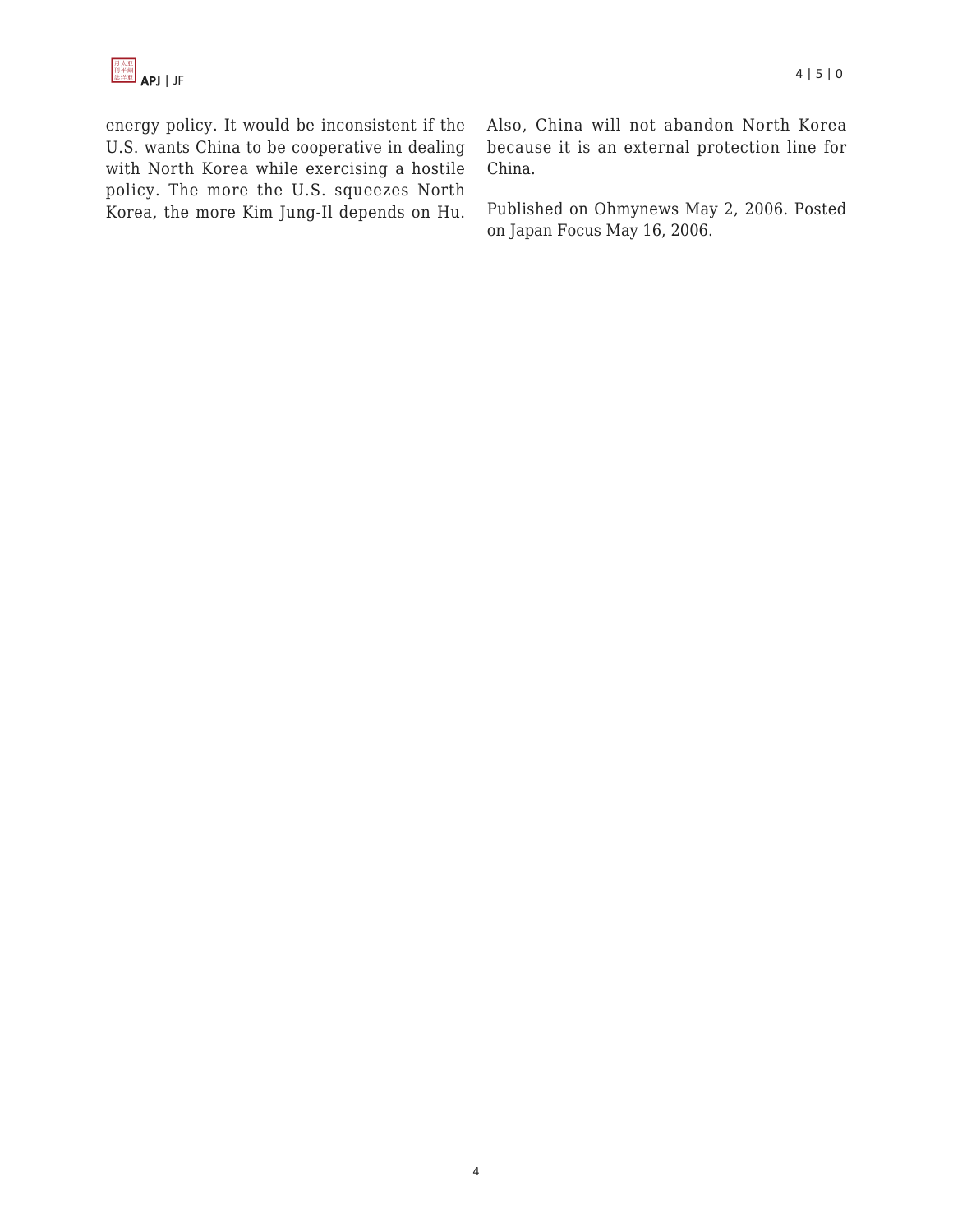energy policy. It would be inconsistent if the U.S. wants China to be cooperative in dealing with North Korea while exercising a hostile policy. The more the U.S. squeezes North Korea, the more Kim Jung-Il depends on Hu. Also, China will not abandon North Korea because it is an external protection line for China.

Published on Ohmynews May 2, 2006. Posted on Japan Focus May 16, 2006.